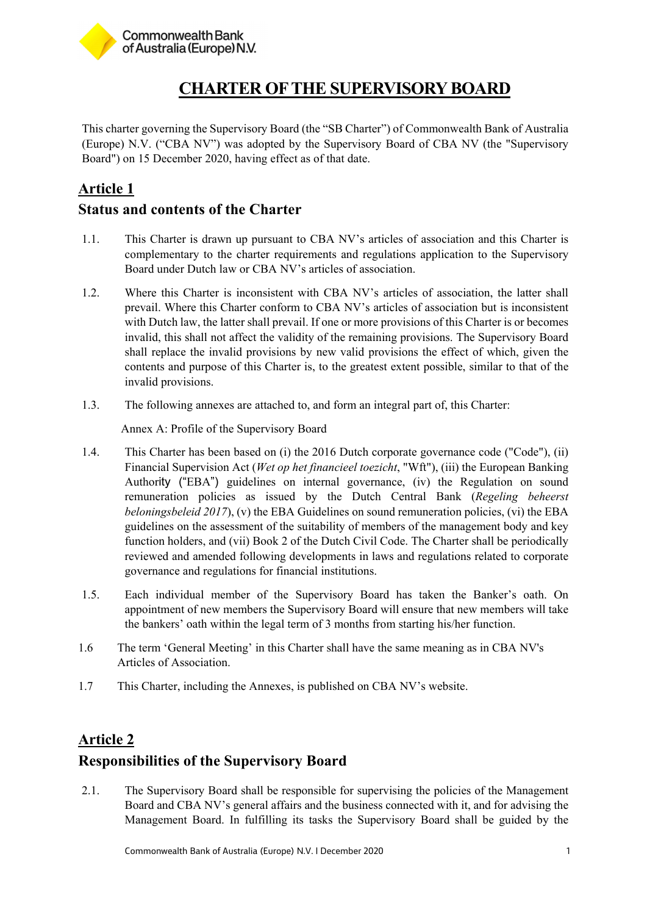# CHARTER OF THE SUPERVISORY BOARD

This charter governing the Supervisory Board (the "SB Charter") of Commonwealth Bank of Australia (Europe) N.V. ("CBA NV") was adopted by the Supervisory Board of CBA NV (the "Supervisory Board") on 15 December 2020, having effect as of that date.

## Article 1
## Status and contents of the Charter

1.1. This Charter is drawn up pursuant to CBA NV's articles of association and this Charter is complementary to the charter requirements and regulations application to the Supervisory Board under Dutch law or CBA NV's articles of association.

1.2. Where this Charter is inconsistent with CBA NV's articles of association, the latter shall prevail. Where this Charter conform to CBA NV's articles of association but is inconsistent with Dutch law, the latter shall prevail. If one or more provisions of this Charter is or becomes invalid, this shall not affect the validity of the remaining provisions. The Supervisory Board shall replace the invalid provisions by new valid provisions the effect of which, given the contents and purpose of this Charter is, to the greatest extent possible, similar to that of the invalid provisions.

1.3. The following annexes are attached to, and form an integral part of, this Charter:

Annex A: Profile of the Supervisory Board

1.4. This Charter has been based on (i) the 2016 Dutch corporate governance code ("Code"), (ii) Financial Supervision Act (*Wet op het financieel toezicht*, "Wft"), (iii) the European Banking Authority ("EBA") guidelines on internal governance, (iv) the Regulation on sound remuneration policies as issued by the Dutch Central Bank (*Regeling beheerst beloningsbeleid 2017*), (v) the EBA Guidelines on sound remuneration policies, (vi) the EBA guidelines on the assessment of the suitability of members of the management body and key function holders, and (vii) Book 2 of the Dutch Civil Code. The Charter shall be periodically reviewed and amended following developments in laws and regulations related to corporate governance and regulations for financial institutions.

1.5. Each individual member of the Supervisory Board has taken the Banker's oath. On appointment of new members the Supervisory Board will ensure that new members will take the bankers' oath within the legal term of 3 months from starting his/her function.

1.6 The term 'General Meeting' in this Charter shall have the same meaning as in CBA NV's Articles of Association.

1.7 This Charter, including the Annexes, is published on CBA NV's website.

## Article 2
## Responsibilities of the Supervisory Board

2.1. The Supervisory Board shall be responsible for supervising the policies of the Management Board and CBA NV's general affairs and the business connected with it, and for advising the Management Board. In fulfilling its tasks the Supervisory Board shall be guided by the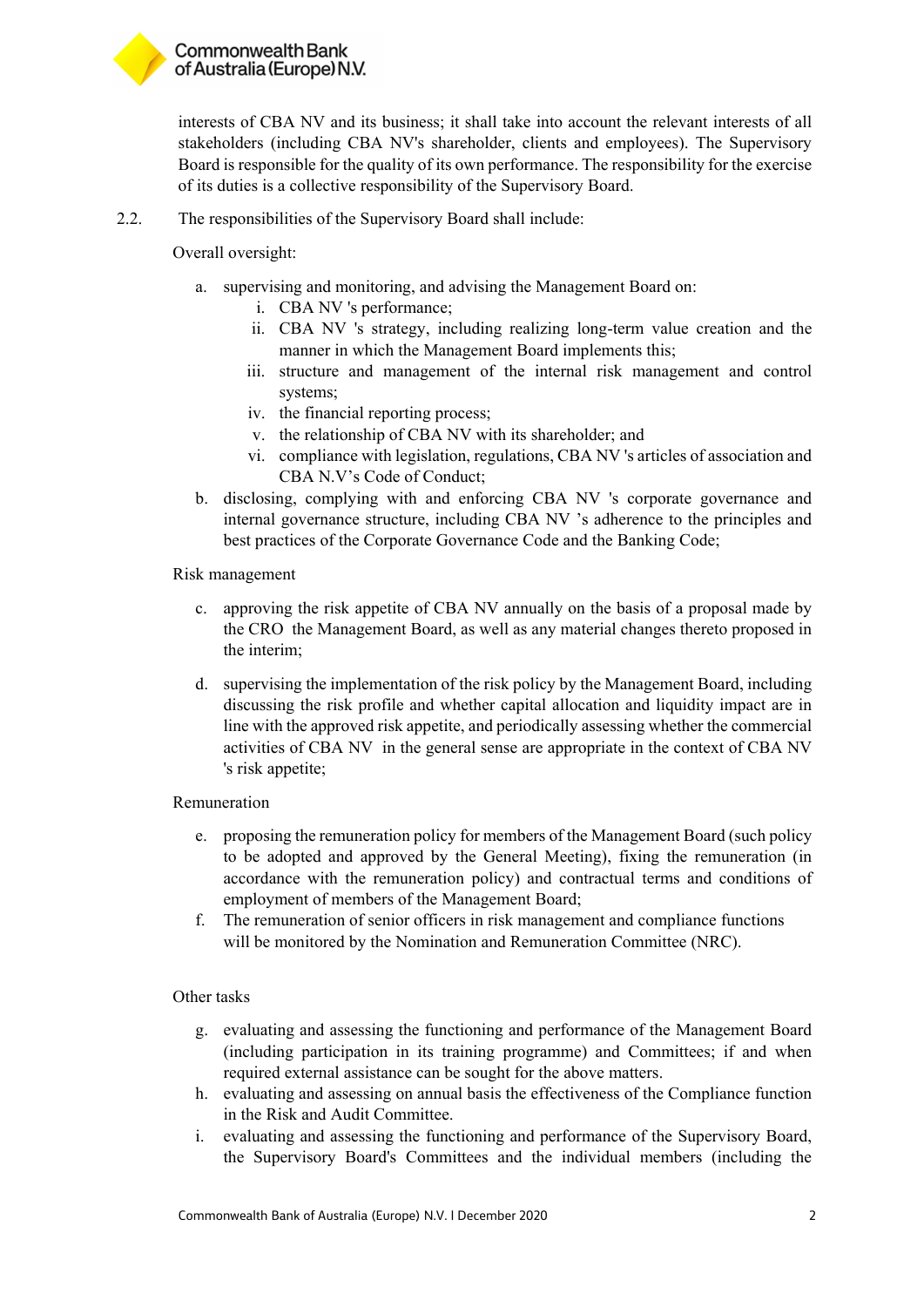interests of CBA NV and its business; it shall take into account the relevant interests of all stakeholders (including CBA NV's shareholder, clients and employees). The Supervisory Board is responsible for the quality of its own performance. The responsibility for the exercise of its duties is a collective responsibility of the Supervisory Board.

2.2. The responsibilities of the Supervisory Board shall include:

Overall oversight:

a. supervising and monitoring, and advising the Management Board on:
   i. CBA NV 's performance;
   ii. CBA NV 's strategy, including realizing long-term value creation and the manner in which the Management Board implements this;
   iii. structure and management of the internal risk management and control systems;
   iv. the financial reporting process;
   v. the relationship of CBA NV with its shareholder; and
   vi. compliance with legislation, regulations, CBA NV 's articles of association and CBA N.V's Code of Conduct;

b. disclosing, complying with and enforcing CBA NV 's corporate governance and internal governance structure, including CBA NV 's adherence to the principles and best practices of the Corporate Governance Code and the Banking Code;

Risk management

c. approving the risk appetite of CBA NV annually on the basis of a proposal made by the CRO the Management Board, as well as any material changes thereto proposed in the interim;

d. supervising the implementation of the risk policy by the Management Board, including discussing the risk profile and whether capital allocation and liquidity impact are in line with the approved risk appetite, and periodically assessing whether the commercial activities of CBA NV in the general sense are appropriate in the context of CBA NV 's risk appetite;

Remuneration

e. proposing the remuneration policy for members of the Management Board (such policy to be adopted and approved by the General Meeting), fixing the remuneration (in accordance with the remuneration policy) and contractual terms and conditions of employment of members of the Management Board;

f. The remuneration of senior officers in risk management and compliance functions will be monitored by the Nomination and Remuneration Committee (NRC).

Other tasks

g. evaluating and assessing the functioning and performance of the Management Board (including participation in its training programme) and Committees; if and when required external assistance can be sought for the above matters.

h. evaluating and assessing on annual basis the effectiveness of the Compliance function in the Risk and Audit Committee.

i. evaluating and assessing the functioning and performance of the Supervisory Board, the Supervisory Board's Committees and the individual members (including the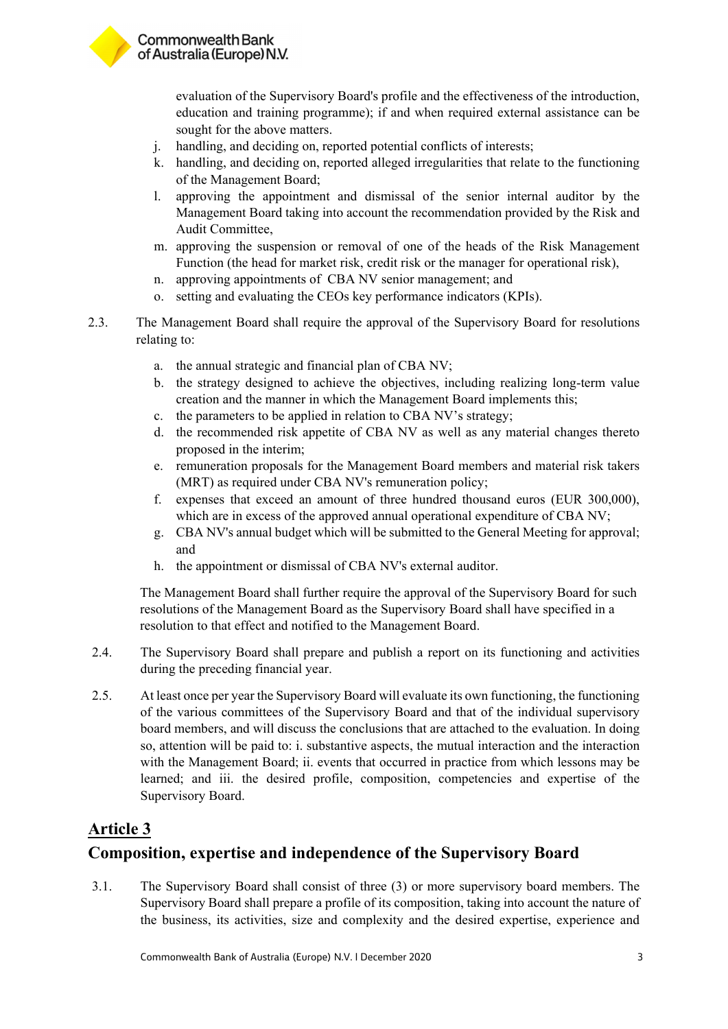evaluation of the Supervisory Board's profile and the effectiveness of the introduction, education and training programme); if and when required external assistance can be sought for the above matters.

j. handling, and deciding on, reported potential conflicts of interests;
k. handling, and deciding on, reported alleged irregularities that relate to the functioning of the Management Board;
l. approving the appointment and dismissal of the senior internal auditor by the Management Board taking into account the recommendation provided by the Risk and Audit Committee,
m. approving the suspension or removal of one of the heads of the Risk Management Function (the head for market risk, credit risk or the manager for operational risk),
n. approving appointments of CBA NV senior management; and
o. setting and evaluating the CEOs key performance indicators (KPIs).

2.3. The Management Board shall require the approval of the Supervisory Board for resolutions relating to:

a. the annual strategic and financial plan of CBA NV;
b. the strategy designed to achieve the objectives, including realizing long-term value creation and the manner in which the Management Board implements this;
c. the parameters to be applied in relation to CBA NV's strategy;
d. the recommended risk appetite of CBA NV as well as any material changes thereto proposed in the interim;
e. remuneration proposals for the Management Board members and material risk takers (MRT) as required under CBA NV's remuneration policy;
f. expenses that exceed an amount of three hundred thousand euros (EUR 300,000), which are in excess of the approved annual operational expenditure of CBA NV;
g. CBA NV's annual budget which will be submitted to the General Meeting for approval; and
h. the appointment or dismissal of CBA NV's external auditor.

The Management Board shall further require the approval of the Supervisory Board for such resolutions of the Management Board as the Supervisory Board shall have specified in a resolution to that effect and notified to the Management Board.

2.4. The Supervisory Board shall prepare and publish a report on its functioning and activities during the preceding financial year.

2.5. At least once per year the Supervisory Board will evaluate its own functioning, the functioning of the various committees of the Supervisory Board and that of the individual supervisory board members, and will discuss the conclusions that are attached to the evaluation. In doing so, attention will be paid to: i. substantive aspects, the mutual interaction and the interaction with the Management Board; ii. events that occurred in practice from which lessons may be learned; and iii. the desired profile, composition, competencies and expertise of the Supervisory Board.

## Article 3

## Composition, expertise and independence of the Supervisory Board

3.1. The Supervisory Board shall consist of three (3) or more supervisory board members. The Supervisory Board shall prepare a profile of its composition, taking into account the nature of the business, its activities, size and complexity and the desired expertise, experience and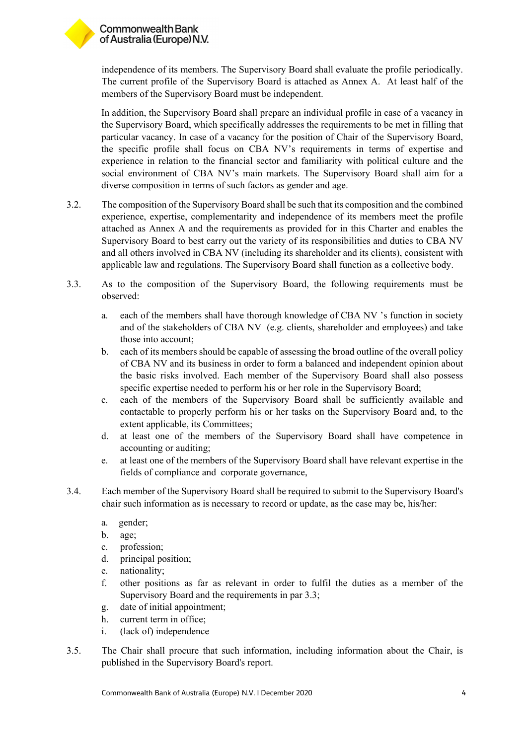independence of its members. The Supervisory Board shall evaluate the profile periodically. The current profile of the Supervisory Board is attached as Annex A. At least half of the members of the Supervisory Board must be independent.

In addition, the Supervisory Board shall prepare an individual profile in case of a vacancy in the Supervisory Board, which specifically addresses the requirements to be met in filling that particular vacancy. In case of a vacancy for the position of Chair of the Supervisory Board, the specific profile shall focus on CBA NV's requirements in terms of expertise and experience in relation to the financial sector and familiarity with political culture and the social environment of CBA NV's main markets. The Supervisory Board shall aim for a diverse composition in terms of such factors as gender and age.

3.2. The composition of the Supervisory Board shall be such that its composition and the combined experience, expertise, complementarity and independence of its members meet the profile attached as Annex A and the requirements as provided for in this Charter and enables the Supervisory Board to best carry out the variety of its responsibilities and duties to CBA NV and all others involved in CBA NV (including its shareholder and its clients), consistent with applicable law and regulations. The Supervisory Board shall function as a collective body.

3.3. As to the composition of the Supervisory Board, the following requirements must be observed:

a. each of the members shall have thorough knowledge of CBA NV 's function in society and of the stakeholders of CBA NV (e.g. clients, shareholder and employees) and take those into account;
b. each of its members should be capable of assessing the broad outline of the overall policy of CBA NV and its business in order to form a balanced and independent opinion about the basic risks involved. Each member of the Supervisory Board shall also possess specific expertise needed to perform his or her role in the Supervisory Board;
c. each of the members of the Supervisory Board shall be sufficiently available and contactable to properly perform his or her tasks on the Supervisory Board and, to the extent applicable, its Committees;
d. at least one of the members of the Supervisory Board shall have competence in accounting or auditing;
e. at least one of the members of the Supervisory Board shall have relevant expertise in the fields of compliance and corporate governance,

3.4. Each member of the Supervisory Board shall be required to submit to the Supervisory Board's chair such information as is necessary to record or update, as the case may be, his/her:

a. gender;
b. age;
c. profession;
d. principal position;
e. nationality;
f. other positions as far as relevant in order to fulfil the duties as a member of the Supervisory Board and the requirements in par 3.3;
g. date of initial appointment;
h. current term in office;
i. (lack of) independence

3.5. The Chair shall procure that such information, including information about the Chair, is published in the Supervisory Board's report.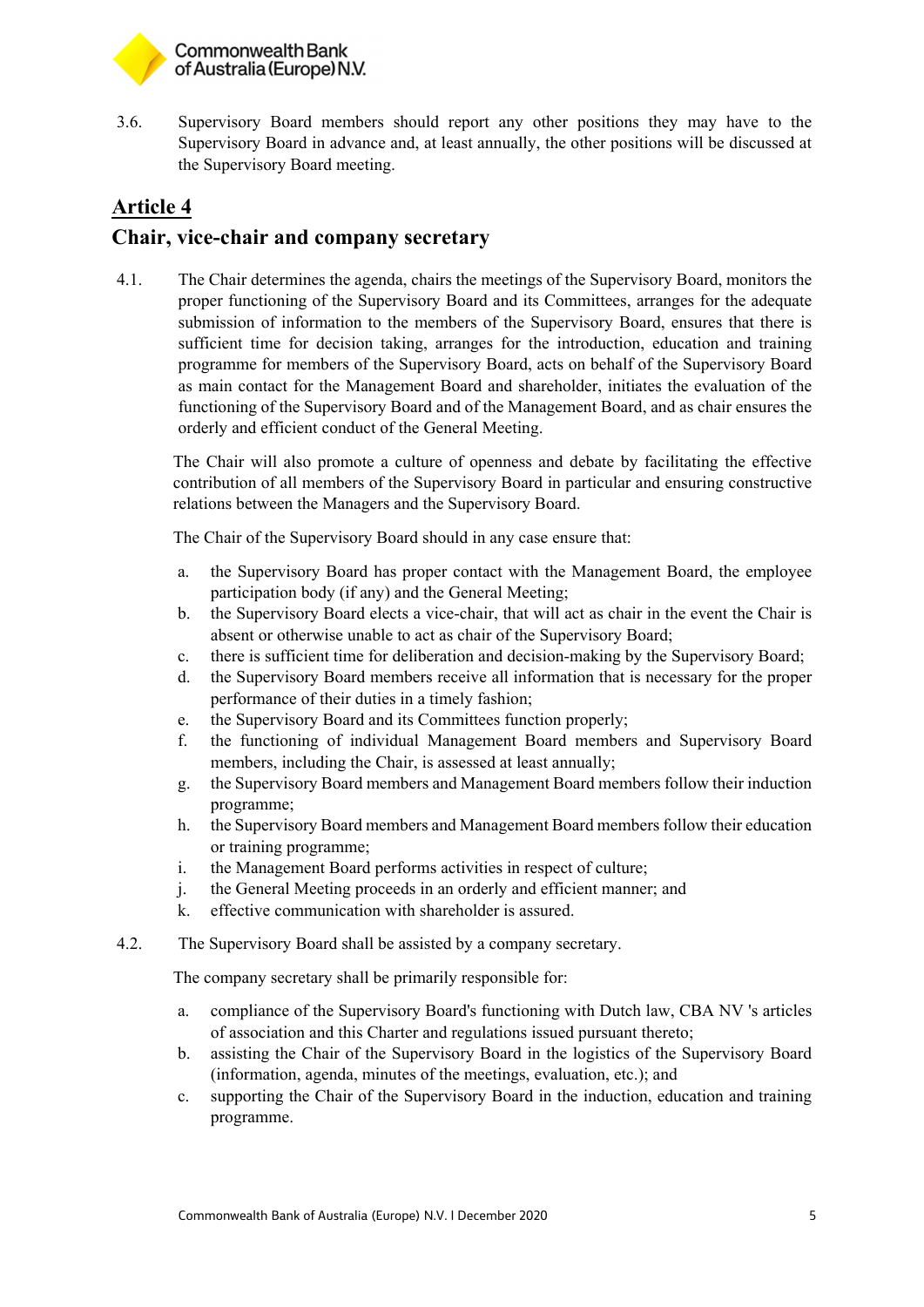3.6. Supervisory Board members should report any other positions they may have to the Supervisory Board in advance and, at least annually, the other positions will be discussed at the Supervisory Board meeting.

## Article 4

## Chair, vice-chair and company secretary

4.1. The Chair determines the agenda, chairs the meetings of the Supervisory Board, monitors the proper functioning of the Supervisory Board and its Committees, arranges for the adequate submission of information to the members of the Supervisory Board, ensures that there is sufficient time for decision taking, arranges for the introduction, education and training programme for members of the Supervisory Board, acts on behalf of the Supervisory Board as main contact for the Management Board and shareholder, initiates the evaluation of the functioning of the Supervisory Board and of the Management Board, and as chair ensures the orderly and efficient conduct of the General Meeting.

The Chair will also promote a culture of openness and debate by facilitating the effective contribution of all members of the Supervisory Board in particular and ensuring constructive relations between the Managers and the Supervisory Board.

The Chair of the Supervisory Board should in any case ensure that:

a. the Supervisory Board has proper contact with the Management Board, the employee participation body (if any) and the General Meeting;
b. the Supervisory Board elects a vice-chair, that will act as chair in the event the Chair is absent or otherwise unable to act as chair of the Supervisory Board;
c. there is sufficient time for deliberation and decision-making by the Supervisory Board;
d. the Supervisory Board members receive all information that is necessary for the proper performance of their duties in a timely fashion;
e. the Supervisory Board and its Committees function properly;
f. the functioning of individual Management Board members and Supervisory Board members, including the Chair, is assessed at least annually;
g. the Supervisory Board members and Management Board members follow their induction programme;
h. the Supervisory Board members and Management Board members follow their education or training programme;
i. the Management Board performs activities in respect of culture;
j. the General Meeting proceeds in an orderly and efficient manner; and
k. effective communication with shareholder is assured.

4.2. The Supervisory Board shall be assisted by a company secretary.

The company secretary shall be primarily responsible for:

a. compliance of the Supervisory Board's functioning with Dutch law, CBA NV 's articles of association and this Charter and regulations issued pursuant thereto;
b. assisting the Chair of the Supervisory Board in the logistics of the Supervisory Board (information, agenda, minutes of the meetings, evaluation, etc.); and
c. supporting the Chair of the Supervisory Board in the induction, education and training programme.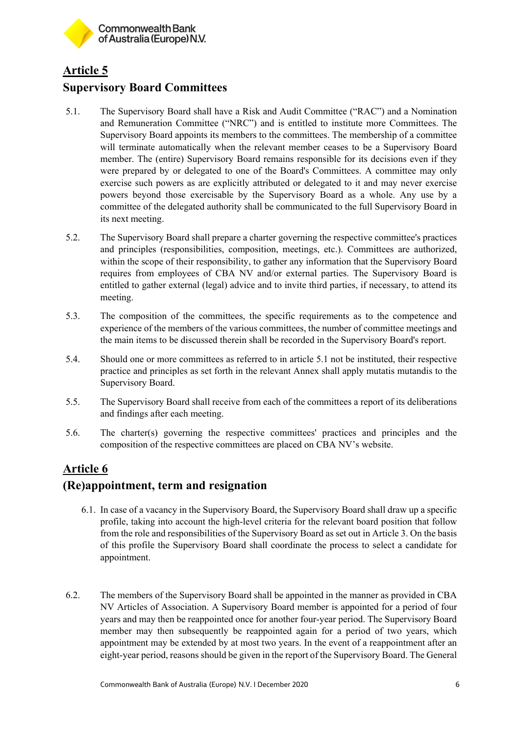## Article 5

## Supervisory Board Committees

5.1. The Supervisory Board shall have a Risk and Audit Committee ("RAC") and a Nomination and Remuneration Committee ("NRC") and is entitled to institute more Committees. The Supervisory Board appoints its members to the committees. The membership of a committee will terminate automatically when the relevant member ceases to be a Supervisory Board member. The (entire) Supervisory Board remains responsible for its decisions even if they were prepared by or delegated to one of the Board's Committees. A committee may only exercise such powers as are explicitly attributed or delegated to it and may never exercise powers beyond those exercisable by the Supervisory Board as a whole. Any use by a committee of the delegated authority shall be communicated to the full Supervisory Board in its next meeting.

5.2. The Supervisory Board shall prepare a charter governing the respective committee's practices and principles (responsibilities, composition, meetings, etc.). Committees are authorized, within the scope of their responsibility, to gather any information that the Supervisory Board requires from employees of CBA NV and/or external parties. The Supervisory Board is entitled to gather external (legal) advice and to invite third parties, if necessary, to attend its meeting.

5.3. The composition of the committees, the specific requirements as to the competence and experience of the members of the various committees, the number of committee meetings and the main items to be discussed therein shall be recorded in the Supervisory Board's report.

5.4. Should one or more committees as referred to in article 5.1 not be instituted, their respective practice and principles as set forth in the relevant Annex shall apply mutatis mutandis to the Supervisory Board.

5.5. The Supervisory Board shall receive from each of the committees a report of its deliberations and findings after each meeting.

5.6. The charter(s) governing the respective committees' practices and principles and the composition of the respective committees are placed on CBA NV's website.

## Article 6

## (Re)appointment, term and resignation

6.1. In case of a vacancy in the Supervisory Board, the Supervisory Board shall draw up a specific profile, taking into account the high-level criteria for the relevant board position that follow from the role and responsibilities of the Supervisory Board as set out in Article 3. On the basis of this profile the Supervisory Board shall coordinate the process to select a candidate for appointment.

6.2. The members of the Supervisory Board shall be appointed in the manner as provided in CBA NV Articles of Association. A Supervisory Board member is appointed for a period of four years and may then be reappointed once for another four-year period. The Supervisory Board member may then subsequently be reappointed again for a period of two years, which appointment may be extended by at most two years. In the event of a reappointment after an eight-year period, reasons should be given in the report of the Supervisory Board. The General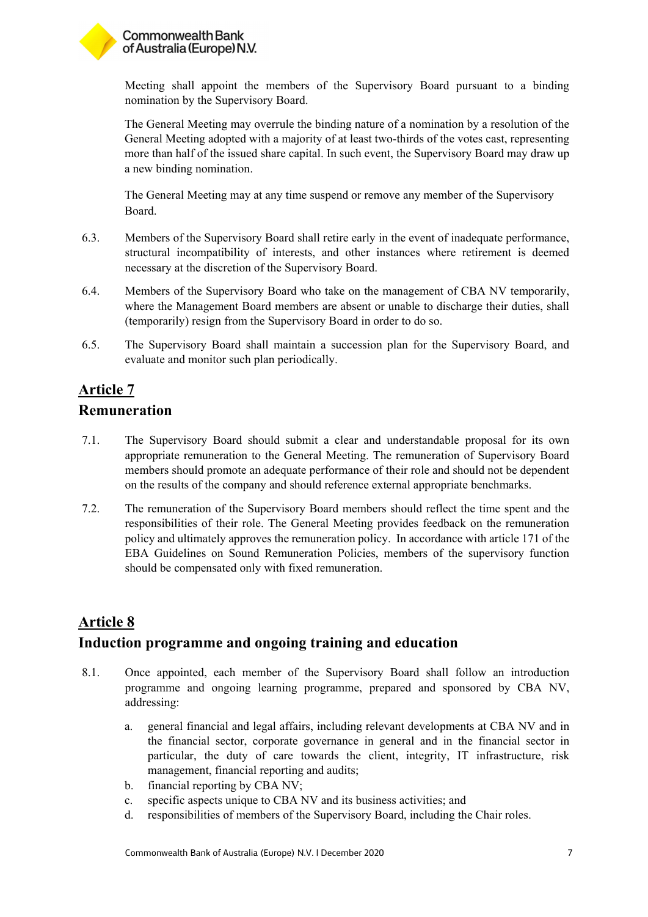Meeting shall appoint the members of the Supervisory Board pursuant to a binding nomination by the Supervisory Board.

The General Meeting may overrule the binding nature of a nomination by a resolution of the General Meeting adopted with a majority of at least two-thirds of the votes cast, representing more than half of the issued share capital. In such event, the Supervisory Board may draw up a new binding nomination.

The General Meeting may at any time suspend or remove any member of the Supervisory Board.

6.3. Members of the Supervisory Board shall retire early in the event of inadequate performance, structural incompatibility of interests, and other instances where retirement is deemed necessary at the discretion of the Supervisory Board.

6.4. Members of the Supervisory Board who take on the management of CBA NV temporarily, where the Management Board members are absent or unable to discharge their duties, shall (temporarily) resign from the Supervisory Board in order to do so.

6.5. The Supervisory Board shall maintain a succession plan for the Supervisory Board, and evaluate and monitor such plan periodically.

## Article 7

## Remuneration

7.1. The Supervisory Board should submit a clear and understandable proposal for its own appropriate remuneration to the General Meeting. The remuneration of Supervisory Board members should promote an adequate performance of their role and should not be dependent on the results of the company and should reference external appropriate benchmarks.

7.2. The remuneration of the Supervisory Board members should reflect the time spent and the responsibilities of their role. The General Meeting provides feedback on the remuneration policy and ultimately approves the remuneration policy. In accordance with article 171 of the EBA Guidelines on Sound Remuneration Policies, members of the supervisory function should be compensated only with fixed remuneration.

## Article 8

## Induction programme and ongoing training and education

8.1. Once appointed, each member of the Supervisory Board shall follow an introduction programme and ongoing learning programme, prepared and sponsored by CBA NV, addressing:

a. general financial and legal affairs, including relevant developments at CBA NV and in the financial sector, corporate governance in general and in the financial sector in particular, the duty of care towards the client, integrity, IT infrastructure, risk management, financial reporting and audits;
b. financial reporting by CBA NV;
c. specific aspects unique to CBA NV and its business activities; and
d. responsibilities of members of the Supervisory Board, including the Chair roles.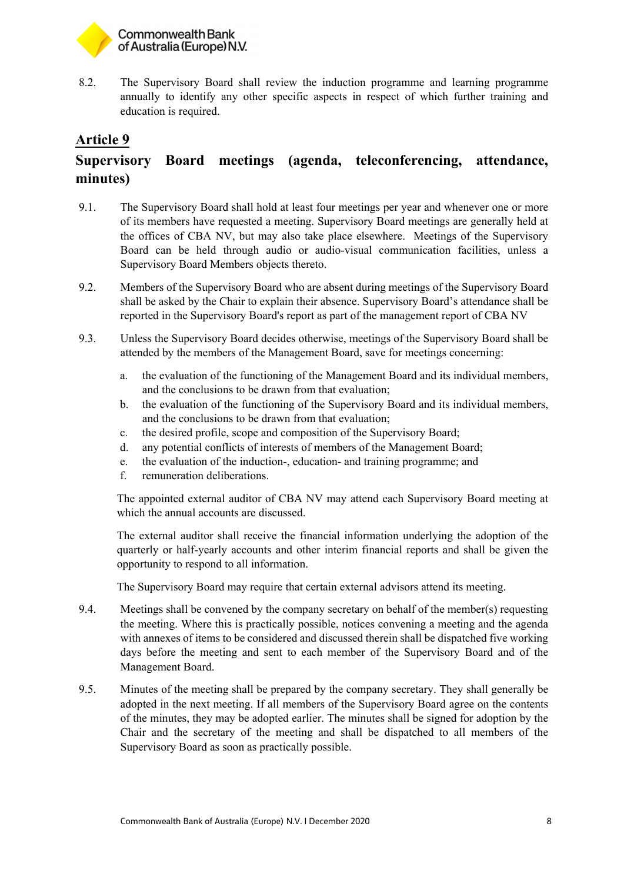8.2. The Supervisory Board shall review the induction programme and learning programme annually to identify any other specific aspects in respect of which further training and education is required.

## Article 9

## Supervisory Board meetings (agenda, teleconferencing, attendance, minutes)

9.1. The Supervisory Board shall hold at least four meetings per year and whenever one or more of its members have requested a meeting. Supervisory Board meetings are generally held at the offices of CBA NV, but may also take place elsewhere. Meetings of the Supervisory Board can be held through audio or audio-visual communication facilities, unless a Supervisory Board Members objects thereto.

9.2. Members of the Supervisory Board who are absent during meetings of the Supervisory Board shall be asked by the Chair to explain their absence. Supervisory Board's attendance shall be reported in the Supervisory Board's report as part of the management report of CBA NV

9.3. Unless the Supervisory Board decides otherwise, meetings of the Supervisory Board shall be attended by the members of the Management Board, save for meetings concerning:

a. the evaluation of the functioning of the Management Board and its individual members, and the conclusions to be drawn from that evaluation;
b. the evaluation of the functioning of the Supervisory Board and its individual members, and the conclusions to be drawn from that evaluation;
c. the desired profile, scope and composition of the Supervisory Board;
d. any potential conflicts of interests of members of the Management Board;
e. the evaluation of the induction-, education- and training programme; and
f. remuneration deliberations.

The appointed external auditor of CBA NV may attend each Supervisory Board meeting at which the annual accounts are discussed.

The external auditor shall receive the financial information underlying the adoption of the quarterly or half-yearly accounts and other interim financial reports and shall be given the opportunity to respond to all information.

The Supervisory Board may require that certain external advisors attend its meeting.

9.4. Meetings shall be convened by the company secretary on behalf of the member(s) requesting the meeting. Where this is practically possible, notices convening a meeting and the agenda with annexes of items to be considered and discussed therein shall be dispatched five working days before the meeting and sent to each member of the Supervisory Board and of the Management Board.

9.5. Minutes of the meeting shall be prepared by the company secretary. They shall generally be adopted in the next meeting. If all members of the Supervisory Board agree on the contents of the minutes, they may be adopted earlier. The minutes shall be signed for adoption by the Chair and the secretary of the meeting and shall be dispatched to all members of the Supervisory Board as soon as practically possible.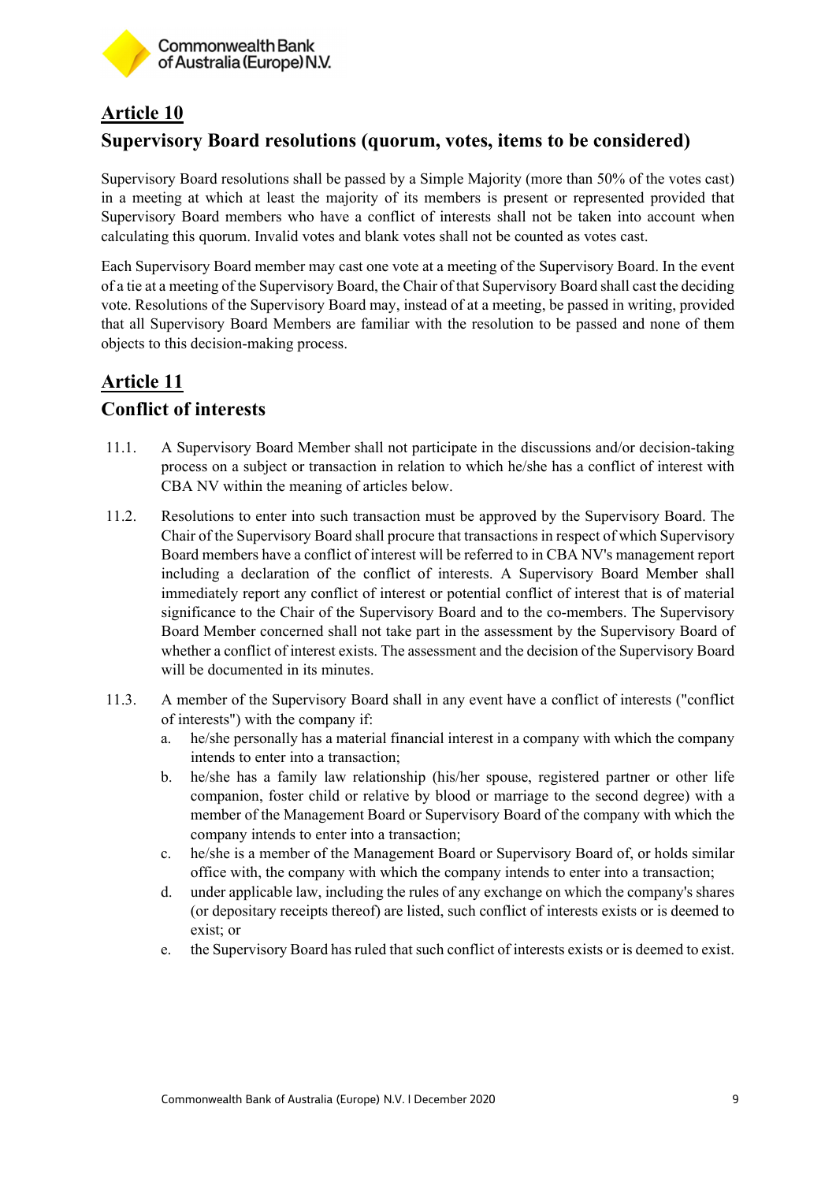## Article 10

## Supervisory Board resolutions (quorum, votes, items to be considered)

Supervisory Board resolutions shall be passed by a Simple Majority (more than 50% of the votes cast) in a meeting at which at least the majority of its members is present or represented provided that Supervisory Board members who have a conflict of interests shall not be taken into account when calculating this quorum. Invalid votes and blank votes shall not be counted as votes cast.

Each Supervisory Board member may cast one vote at a meeting of the Supervisory Board. In the event of a tie at a meeting of the Supervisory Board, the Chair of that Supervisory Board shall cast the deciding vote. Resolutions of the Supervisory Board may, instead of at a meeting, be passed in writing, provided that all Supervisory Board Members are familiar with the resolution to be passed and none of them objects to this decision-making process.

## Article 11

## Conflict of interests

11.1. A Supervisory Board Member shall not participate in the discussions and/or decision-taking process on a subject or transaction in relation to which he/she has a conflict of interest with CBA NV within the meaning of articles below.

11.2. Resolutions to enter into such transaction must be approved by the Supervisory Board. The Chair of the Supervisory Board shall procure that transactions in respect of which Supervisory Board members have a conflict of interest will be referred to in CBA NV's management report including a declaration of the conflict of interests. A Supervisory Board Member shall immediately report any conflict of interest or potential conflict of interest that is of material significance to the Chair of the Supervisory Board and to the co-members. The Supervisory Board Member concerned shall not take part in the assessment by the Supervisory Board of whether a conflict of interest exists. The assessment and the decision of the Supervisory Board will be documented in its minutes.

11.3. A member of the Supervisory Board shall in any event have a conflict of interests ("conflict of interests") with the company if:

a. he/she personally has a material financial interest in a company with which the company intends to enter into a transaction;
b. he/she has a family law relationship (his/her spouse, registered partner or other life companion, foster child or relative by blood or marriage to the second degree) with a member of the Management Board or Supervisory Board of the company with which the company intends to enter into a transaction;
c. he/she is a member of the Management Board or Supervisory Board of, or holds similar office with, the company with which the company intends to enter into a transaction;
d. under applicable law, including the rules of any exchange on which the company's shares (or depositary receipts thereof) are listed, such conflict of interests exists or is deemed to exist; or
e. the Supervisory Board has ruled that such conflict of interests exists or is deemed to exist.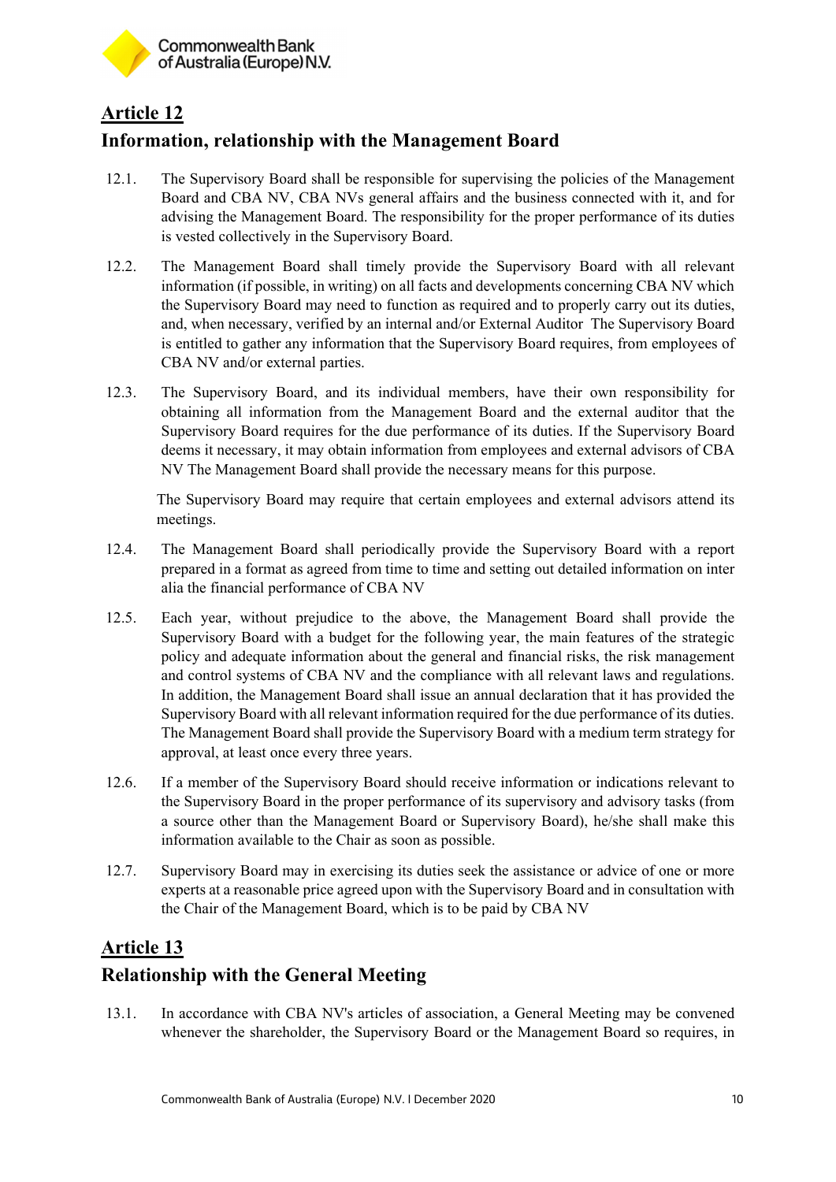## Article 12

## Information, relationship with the Management Board

12.1. The Supervisory Board shall be responsible for supervising the policies of the Management Board and CBA NV, CBA NVs general affairs and the business connected with it, and for advising the Management Board. The responsibility for the proper performance of its duties is vested collectively in the Supervisory Board.

12.2. The Management Board shall timely provide the Supervisory Board with all relevant information (if possible, in writing) on all facts and developments concerning CBA NV which the Supervisory Board may need to function as required and to properly carry out its duties, and, when necessary, verified by an internal and/or External Auditor The Supervisory Board is entitled to gather any information that the Supervisory Board requires, from employees of CBA NV and/or external parties.

12.3. The Supervisory Board, and its individual members, have their own responsibility for obtaining all information from the Management Board and the external auditor that the Supervisory Board requires for the due performance of its duties. If the Supervisory Board deems it necessary, it may obtain information from employees and external advisors of CBA NV The Management Board shall provide the necessary means for this purpose.

The Supervisory Board may require that certain employees and external advisors attend its meetings.

12.4. The Management Board shall periodically provide the Supervisory Board with a report prepared in a format as agreed from time to time and setting out detailed information on inter alia the financial performance of CBA NV

12.5. Each year, without prejudice to the above, the Management Board shall provide the Supervisory Board with a budget for the following year, the main features of the strategic policy and adequate information about the general and financial risks, the risk management and control systems of CBA NV and the compliance with all relevant laws and regulations. In addition, the Management Board shall issue an annual declaration that it has provided the Supervisory Board with all relevant information required for the due performance of its duties. The Management Board shall provide the Supervisory Board with a medium term strategy for approval, at least once every three years.

12.6. If a member of the Supervisory Board should receive information or indications relevant to the Supervisory Board in the proper performance of its supervisory and advisory tasks (from a source other than the Management Board or Supervisory Board), he/she shall make this information available to the Chair as soon as possible.

12.7. Supervisory Board may in exercising its duties seek the assistance or advice of one or more experts at a reasonable price agreed upon with the Supervisory Board and in consultation with the Chair of the Management Board, which is to be paid by CBA NV

## Article 13

## Relationship with the General Meeting

13.1. In accordance with CBA NV's articles of association, a General Meeting may be convened whenever the shareholder, the Supervisory Board or the Management Board so requires, in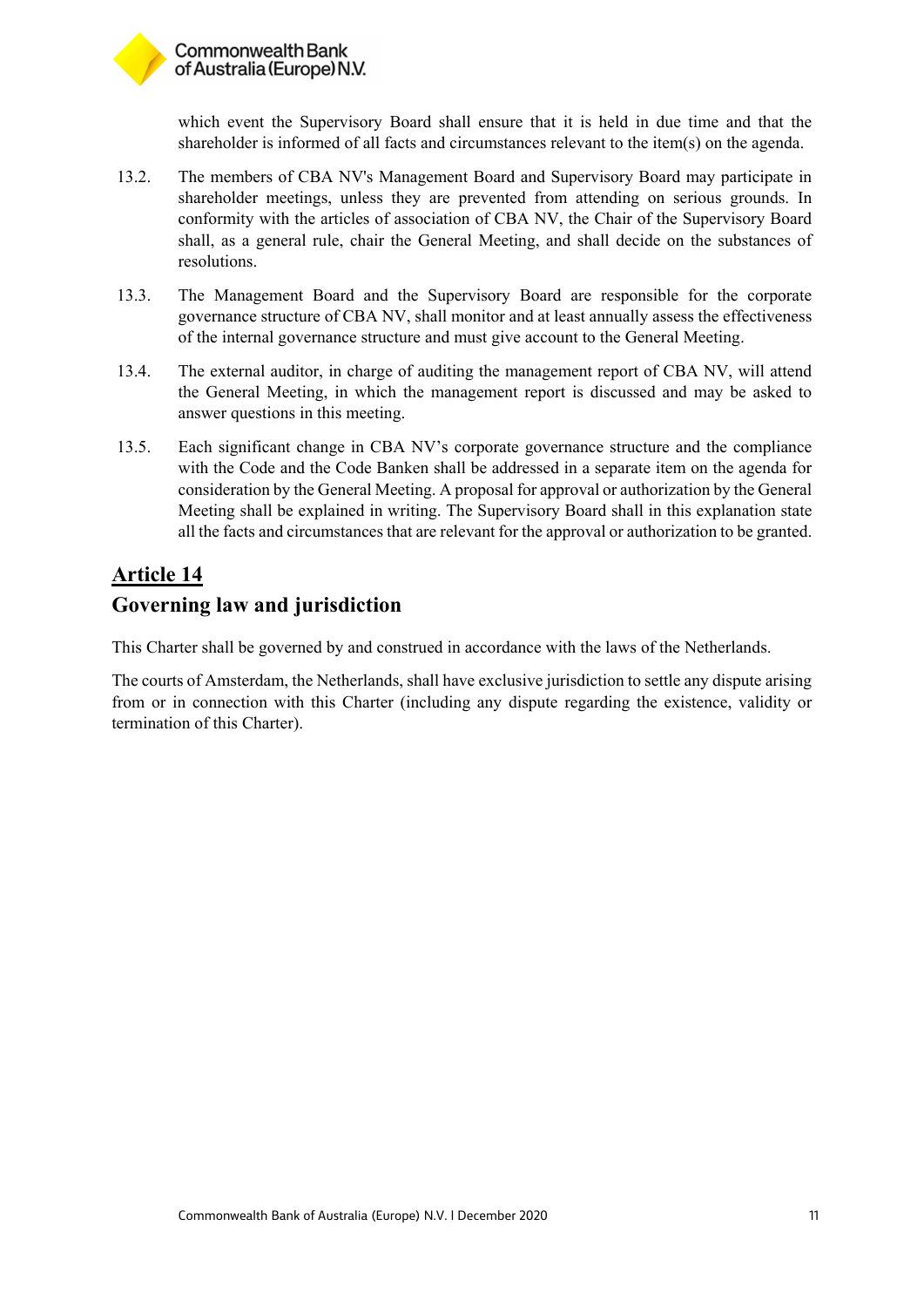which event the Supervisory Board shall ensure that it is held in due time and that the shareholder is informed of all facts and circumstances relevant to the item(s) on the agenda.

13.2. The members of CBA NV's Management Board and Supervisory Board may participate in shareholder meetings, unless they are prevented from attending on serious grounds. In conformity with the articles of association of CBA NV, the Chair of the Supervisory Board shall, as a general rule, chair the General Meeting, and shall decide on the substances of resolutions.

13.3. The Management Board and the Supervisory Board are responsible for the corporate governance structure of CBA NV, shall monitor and at least annually assess the effectiveness of the internal governance structure and must give account to the General Meeting.

13.4. The external auditor, in charge of auditing the management report of CBA NV, will attend the General Meeting, in which the management report is discussed and may be asked to answer questions in this meeting.

13.5. Each significant change in CBA NV's corporate governance structure and the compliance with the Code and the Code Banken shall be addressed in a separate item on the agenda for consideration by the General Meeting. A proposal for approval or authorization by the General Meeting shall be explained in writing. The Supervisory Board shall in this explanation state all the facts and circumstances that are relevant for the approval or authorization to be granted.

## Article 14

## Governing law and jurisdiction

This Charter shall be governed by and construed in accordance with the laws of the Netherlands.

The courts of Amsterdam, the Netherlands, shall have exclusive jurisdiction to settle any dispute arising from or in connection with this Charter (including any dispute regarding the existence, validity or termination of this Charter).